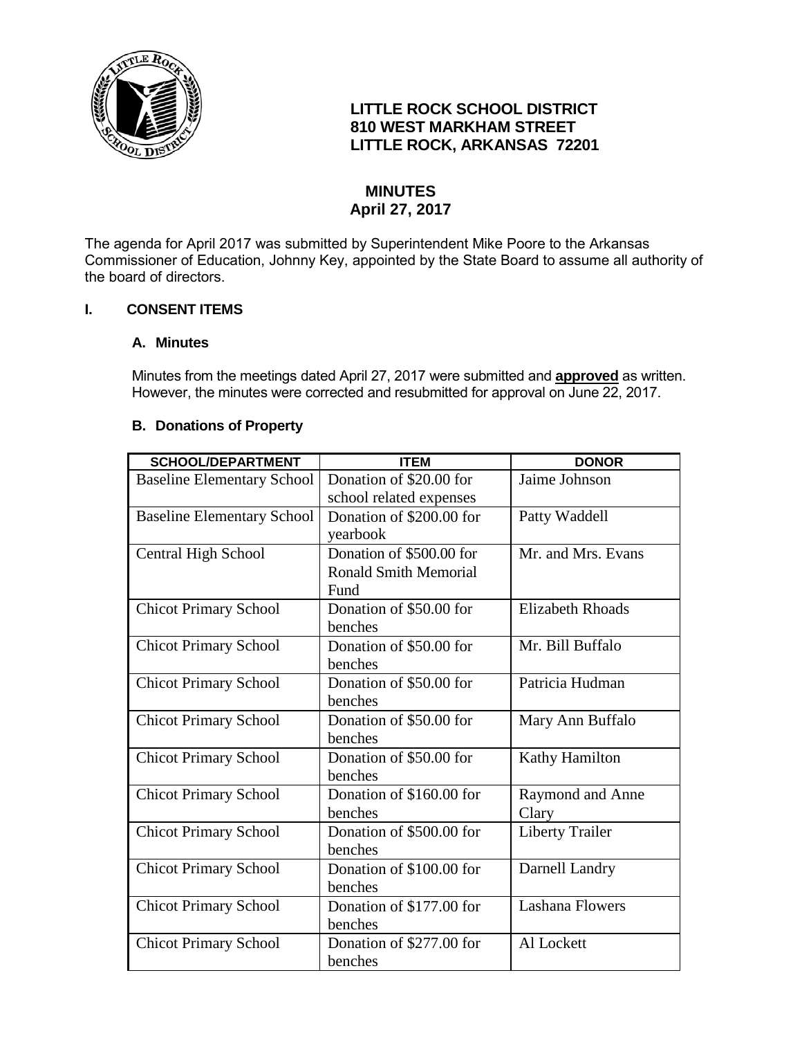**LITTLE ROCK SCHOOL DISTRICT**
**810 WEST MARKHAM STREET**
**LITTLE ROCK, ARKANSAS 72201**

# MINUTES
## April 27, 2017

The agenda for April 2017 was submitted by Superintendent Mike Poore to the Arkansas Commissioner of Education, Johnny Key, appointed by the State Board to assume all authority of the board of directors.

## I. CONSENT ITEMS

### A. Minutes

Minutes from the meetings dated April 27, 2017 were submitted and **approved** as written. However, the minutes were corrected and resubmitted for approval on June 22, 2017.

### B. Donations of Property

| SCHOOL/DEPARTMENT | ITEM | DONOR |
|---|---|---|
| Baseline Elementary School | Donation of $20.00 for school related expenses | Jaime Johnson |
| Baseline Elementary School | Donation of $200.00 for yearbook | Patty Waddell |
| Central High School | Donation of $500.00 for Ronald Smith Memorial Fund | Mr. and Mrs. Evans |
| Chicot Primary School | Donation of $50.00 for benches | Elizabeth Rhoads |
| Chicot Primary School | Donation of $50.00 for benches | Mr. Bill Buffalo |
| Chicot Primary School | Donation of $50.00 for benches | Patricia Hudman |
| Chicot Primary School | Donation of $50.00 for benches | Mary Ann Buffalo |
| Chicot Primary School | Donation of $50.00 for benches | Kathy Hamilton |
| Chicot Primary School | Donation of $160.00 for benches | Raymond and Anne Clary |
| Chicot Primary School | Donation of $500.00 for benches | Liberty Trailer |
| Chicot Primary School | Donation of $100.00 for benches | Darnell Landry |
| Chicot Primary School | Donation of $177.00 for benches | Lashana Flowers |
| Chicot Primary School | Donation of $277.00 for benches | Al Lockett |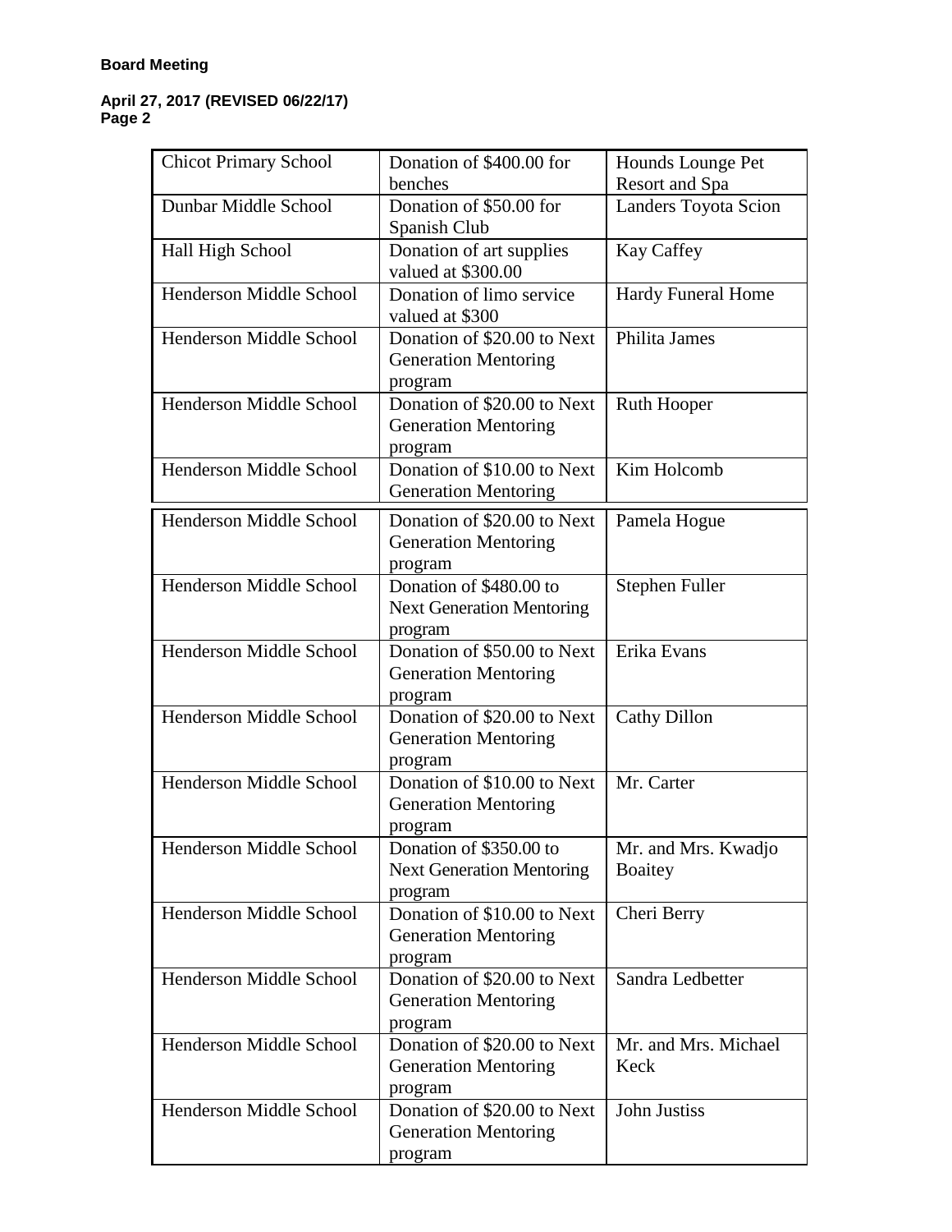**Board Meeting**

**April 27, 2017 (REVISED 06/22/17)**
**Page 2**

| | | |
|---|---|---|
| Chicot Primary School | Donation of $400.00 for benches | Hounds Lounge Pet Resort and Spa |
| Dunbar Middle School | Donation of $50.00 for Spanish Club | Landers Toyota Scion |
| Hall High School | Donation of art supplies valued at $300.00 | Kay Caffey |
| Henderson Middle School | Donation of limo service valued at $300 | Hardy Funeral Home |
| Henderson Middle School | Donation of $20.00 to Next Generation Mentoring program | Philita James |
| Henderson Middle School | Donation of $20.00 to Next Generation Mentoring program | Ruth Hooper |
| Henderson Middle School | Donation of $10.00 to Next Generation Mentoring | Kim Holcomb |
| Henderson Middle School | Donation of $20.00 to Next Generation Mentoring program | Pamela Hogue |
| Henderson Middle School | Donation of $480.00 to Next Generation Mentoring program | Stephen Fuller |
| Henderson Middle School | Donation of $50.00 to Next Generation Mentoring program | Erika Evans |
| Henderson Middle School | Donation of $20.00 to Next Generation Mentoring program | Cathy Dillon |
| Henderson Middle School | Donation of $10.00 to Next Generation Mentoring program | Mr. Carter |
| Henderson Middle School | Donation of $350.00 to Next Generation Mentoring program | Mr. and Mrs. Kwadjo Boaitey |
| Henderson Middle School | Donation of $10.00 to Next Generation Mentoring program | Cheri Berry |
| Henderson Middle School | Donation of $20.00 to Next Generation Mentoring program | Sandra Ledbetter |
| Henderson Middle School | Donation of $20.00 to Next Generation Mentoring program | Mr. and Mrs. Michael Keck |
| Henderson Middle School | Donation of $20.00 to Next Generation Mentoring program | John Justiss |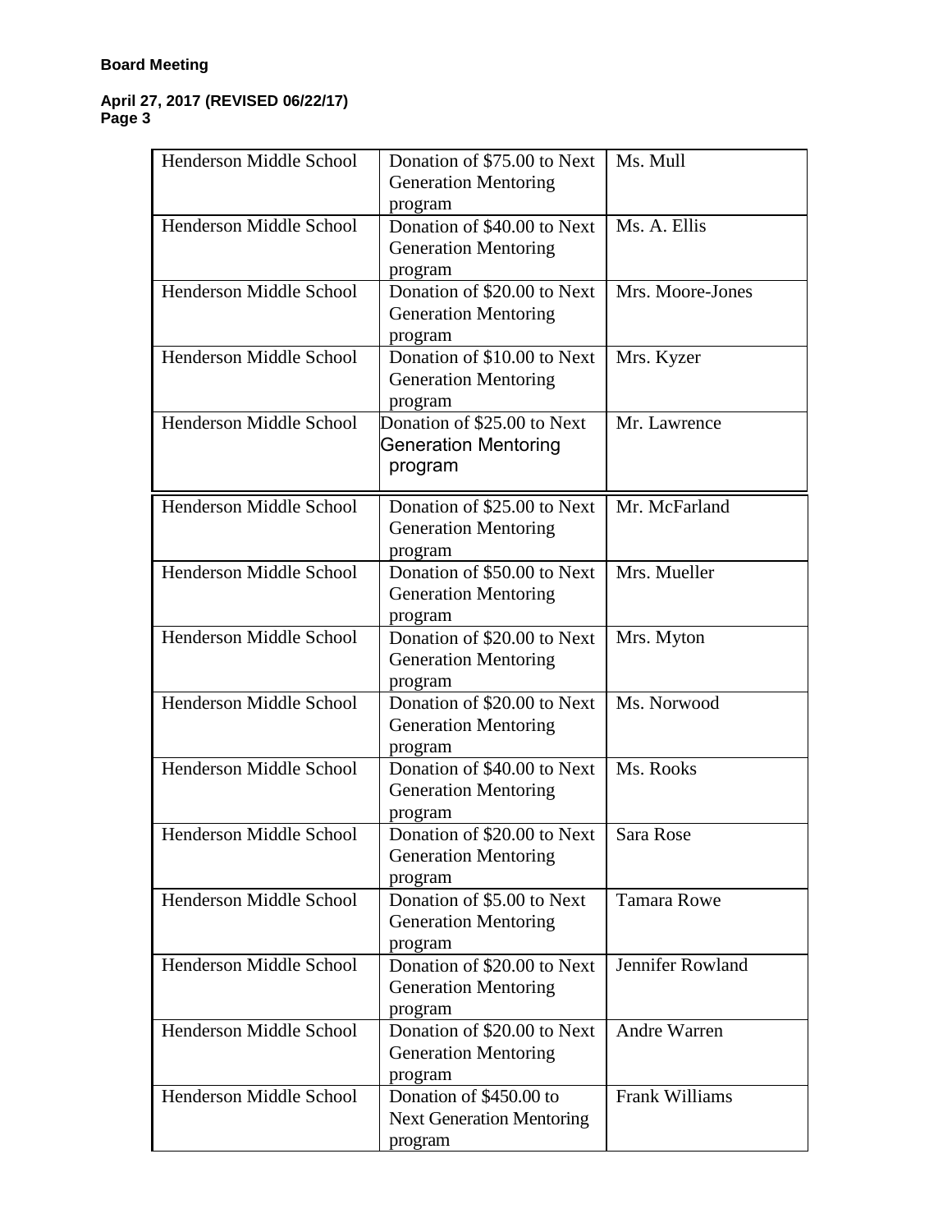**Board Meeting**

**April 27, 2017 (REVISED 06/22/17)**

| | | |
|---|---|---|
| Henderson Middle School | Donation of $75.00 to Next Generation Mentoring program | Ms. Mull |
| Henderson Middle School | Donation of $40.00 to Next Generation Mentoring program | Ms. A. Ellis |
| Henderson Middle School | Donation of $20.00 to Next Generation Mentoring program | Mrs. Moore-Jones |
| Henderson Middle School | Donation of $10.00 to Next Generation Mentoring program | Mrs. Kyzer |
| Henderson Middle School | Donation of $25.00 to Next Generation Mentoring program | Mr. Lawrence |
| Henderson Middle School | Donation of $25.00 to Next Generation Mentoring program | Mr. McFarland |
| Henderson Middle School | Donation of $50.00 to Next Generation Mentoring program | Mrs. Mueller |
| Henderson Middle School | Donation of $20.00 to Next Generation Mentoring program | Mrs. Myton |
| Henderson Middle School | Donation of $20.00 to Next Generation Mentoring program | Ms. Norwood |
| Henderson Middle School | Donation of $40.00 to Next Generation Mentoring program | Ms. Rooks |
| Henderson Middle School | Donation of $20.00 to Next Generation Mentoring program | Sara Rose |
| Henderson Middle School | Donation of $5.00 to Next Generation Mentoring program | Tamara Rowe |
| Henderson Middle School | Donation of $20.00 to Next Generation Mentoring program | Jennifer Rowland |
| Henderson Middle School | Donation of $20.00 to Next Generation Mentoring program | Andre Warren |
| Henderson Middle School | Donation of $450.00 to Next Generation Mentoring program | Frank Williams |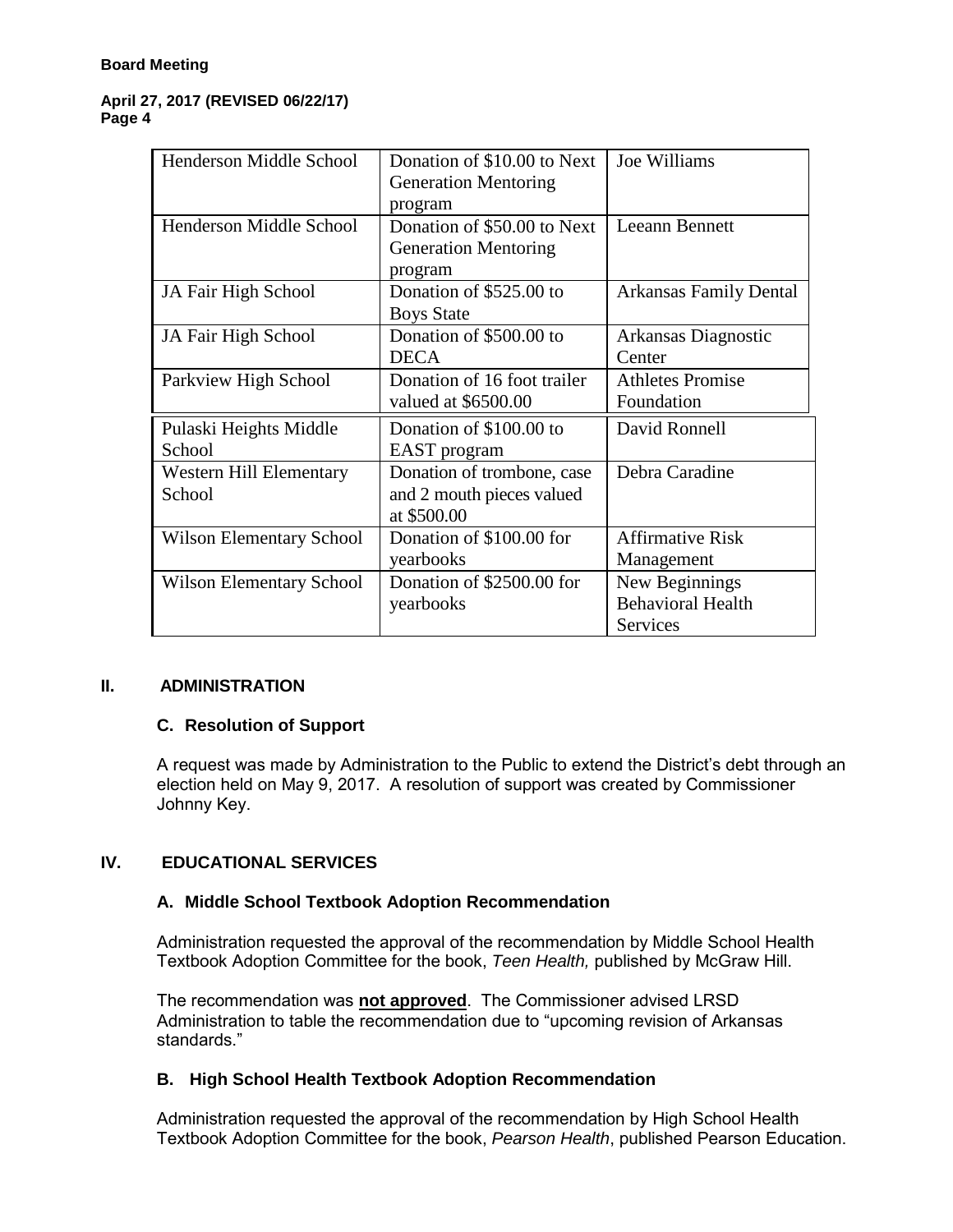| Henderson Middle School | Donation of $10.00 to Next Generation Mentoring program | Joe Williams |
|---|---|---|
| Henderson Middle School | Donation of $50.00 to Next Generation Mentoring program | Leeann Bennett |
| JA Fair High School | Donation of $525.00 to Boys State | Arkansas Family Dental |
| JA Fair High School | Donation of $500.00 to DECA | Arkansas Diagnostic Center |
| Parkview High School | Donation of 16 foot trailer valued at $6500.00 | Athletes Promise Foundation |
| Pulaski Heights Middle School | Donation of $100.00 to EAST program | David Ronnell |
| Western Hill Elementary School | Donation of trombone, case and 2 mouth pieces valued at $500.00 | Debra Caradine |
| Wilson Elementary School | Donation of $100.00 for yearbooks | Affirmative Risk Management |
| Wilson Elementary School | Donation of $2500.00 for yearbooks | New Beginnings Behavioral Health Services |

## II. ADMINISTRATION

### C. Resolution of Support

A request was made by Administration to the Public to extend the District's debt through an election held on May 9, 2017. A resolution of support was created by Commissioner Johnny Key.

## IV. EDUCATIONAL SERVICES

### A. Middle School Textbook Adoption Recommendation

Administration requested the approval of the recommendation by Middle School Health Textbook Adoption Committee for the book, *Teen Health,* published by McGraw Hill.

The recommendation was **not approved**. The Commissioner advised LRSD Administration to table the recommendation due to "upcoming revision of Arkansas standards."

### B. High School Health Textbook Adoption Recommendation

Administration requested the approval of the recommendation by High School Health Textbook Adoption Committee for the book, *Pearson Health*, published Pearson Education.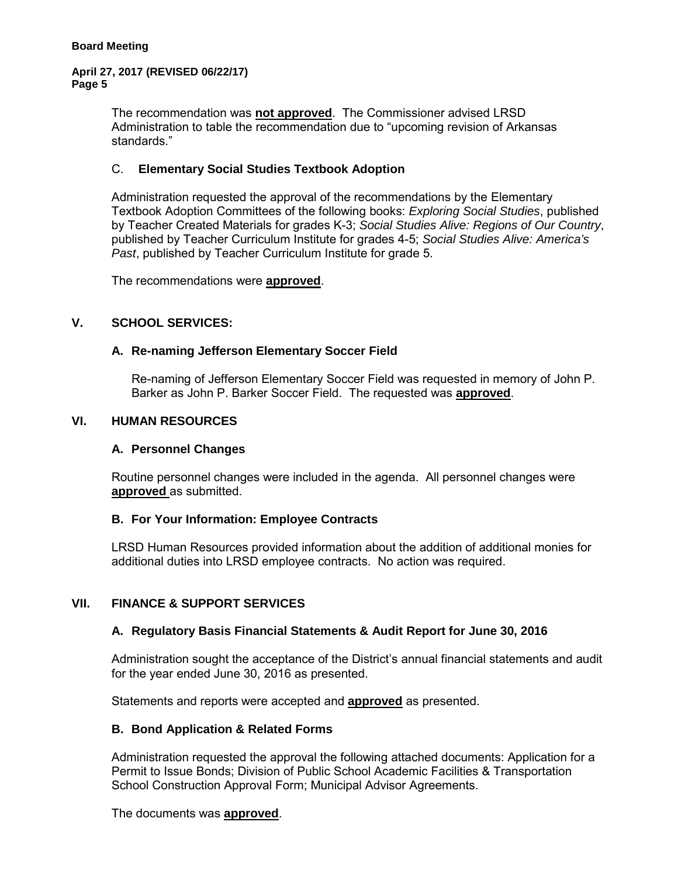The recommendation was **not approved**. The Commissioner advised LRSD Administration to table the recommendation due to "upcoming revision of Arkansas standards."

### C. **Elementary Social Studies Textbook Adoption**

Administration requested the approval of the recommendations by the Elementary Textbook Adoption Committees of the following books: *Exploring Social Studies*, published by Teacher Created Materials for grades K-3; *Social Studies Alive: Regions of Our Country*, published by Teacher Curriculum Institute for grades 4-5; *Social Studies Alive: America's Past*, published by Teacher Curriculum Institute for grade 5.

The recommendations were **approved**.

## V. SCHOOL SERVICES:

### A. Re-naming Jefferson Elementary Soccer Field

Re-naming of Jefferson Elementary Soccer Field was requested in memory of John P. Barker as John P. Barker Soccer Field. The requested was **approved**.

## VI. HUMAN RESOURCES

### A. Personnel Changes

Routine personnel changes were included in the agenda. All personnel changes were **approved** as submitted.

### B. For Your Information: Employee Contracts

LRSD Human Resources provided information about the addition of additional monies for additional duties into LRSD employee contracts. No action was required.

## VII. FINANCE & SUPPORT SERVICES

### A. Regulatory Basis Financial Statements & Audit Report for June 30, 2016

Administration sought the acceptance of the District's annual financial statements and audit for the year ended June 30, 2016 as presented.

Statements and reports were accepted and **approved** as presented.

### B. Bond Application & Related Forms

Administration requested the approval the following attached documents: Application for a Permit to Issue Bonds; Division of Public School Academic Facilities & Transportation School Construction Approval Form; Municipal Advisor Agreements.

The documents was **approved**.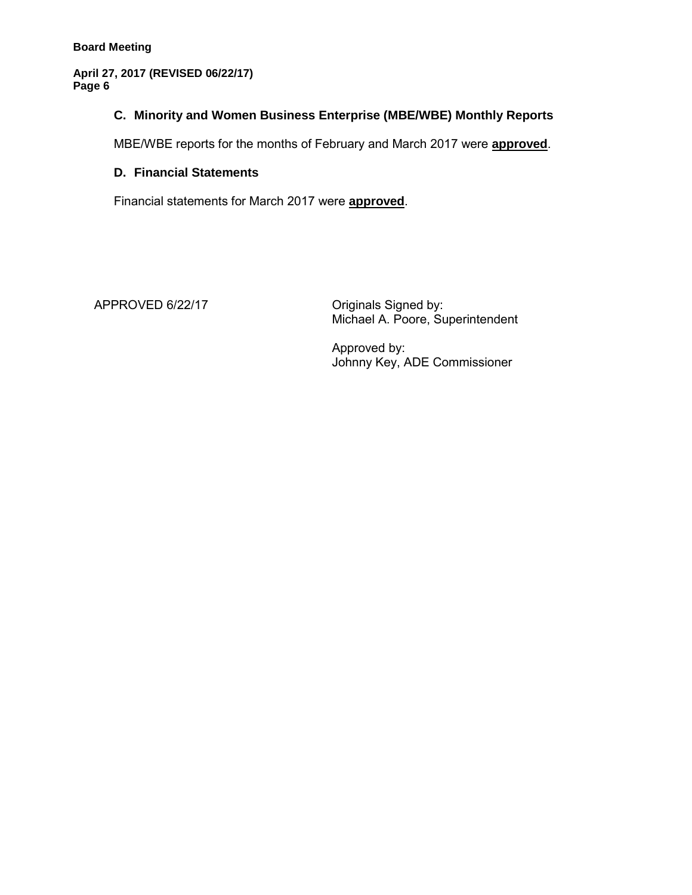### C. Minority and Women Business Enterprise (MBE/WBE) Monthly Reports

MBE/WBE reports for the months of February and March 2017 were **approved**.

### D. Financial Statements

Financial statements for March 2017 were **approved**.

APPROVED 6/22/17

Originals Signed by:
Michael A. Poore, Superintendent

Approved by:
Johnny Key, ADE Commissioner